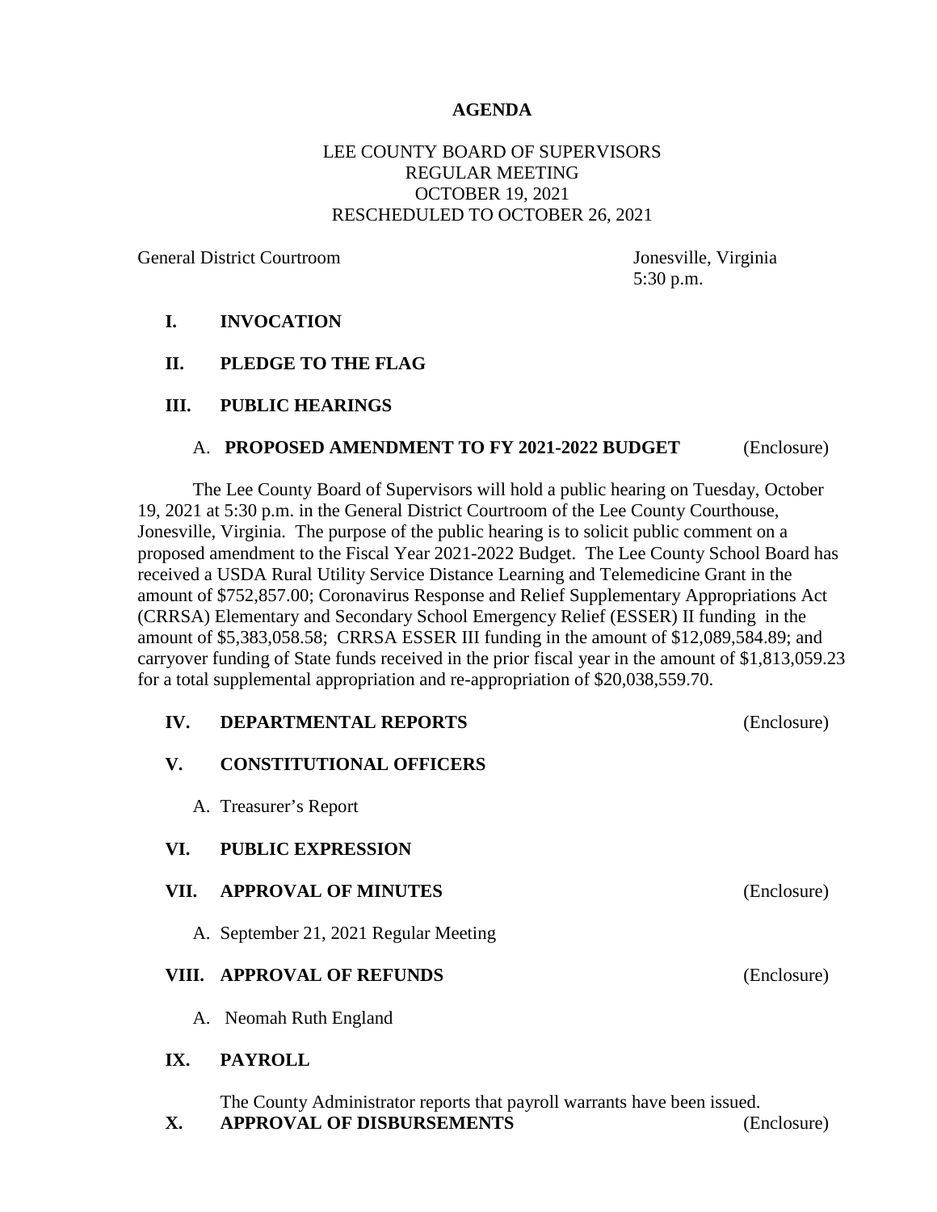# AGENDA

LEE COUNTY BOARD OF SUPERVISORS
REGULAR MEETING
OCTOBER 19, 2021
RESCHEDULED TO OCTOBER 26, 2021

General District Courtroom — Jonesville, Virginia
5:30 p.m.

**I. INVOCATION**

**II. PLEDGE TO THE FLAG**

**III. PUBLIC HEARINGS**

A. **PROPOSED AMENDMENT TO FY 2021-2022 BUDGET** (Enclosure)

The Lee County Board of Supervisors will hold a public hearing on Tuesday, October 19, 2021 at 5:30 p.m. in the General District Courtroom of the Lee County Courthouse, Jonesville, Virginia. The purpose of the public hearing is to solicit public comment on a proposed amendment to the Fiscal Year 2021-2022 Budget. The Lee County School Board has received a USDA Rural Utility Service Distance Learning and Telemedicine Grant in the amount of $752,857.00; Coronavirus Response and Relief Supplementary Appropriations Act (CRRSA) Elementary and Secondary School Emergency Relief (ESSER) II funding in the amount of $5,383,058.58; CRRSA ESSER III funding in the amount of $12,089,584.89; and carryover funding of State funds received in the prior fiscal year in the amount of $1,813,059.23 for a total supplemental appropriation and re-appropriation of $20,038,559.70.

**IV. DEPARTMENTAL REPORTS** (Enclosure)

**V. CONSTITUTIONAL OFFICERS**

A. Treasurer's Report

**VI. PUBLIC EXPRESSION**

**VII. APPROVAL OF MINUTES** (Enclosure)

A. September 21, 2021 Regular Meeting

**VIII. APPROVAL OF REFUNDS** (Enclosure)

A. Neomah Ruth England

**IX. PAYROLL**

The County Administrator reports that payroll warrants have been issued.

**X. APPROVAL OF DISBURSEMENTS** (Enclosure)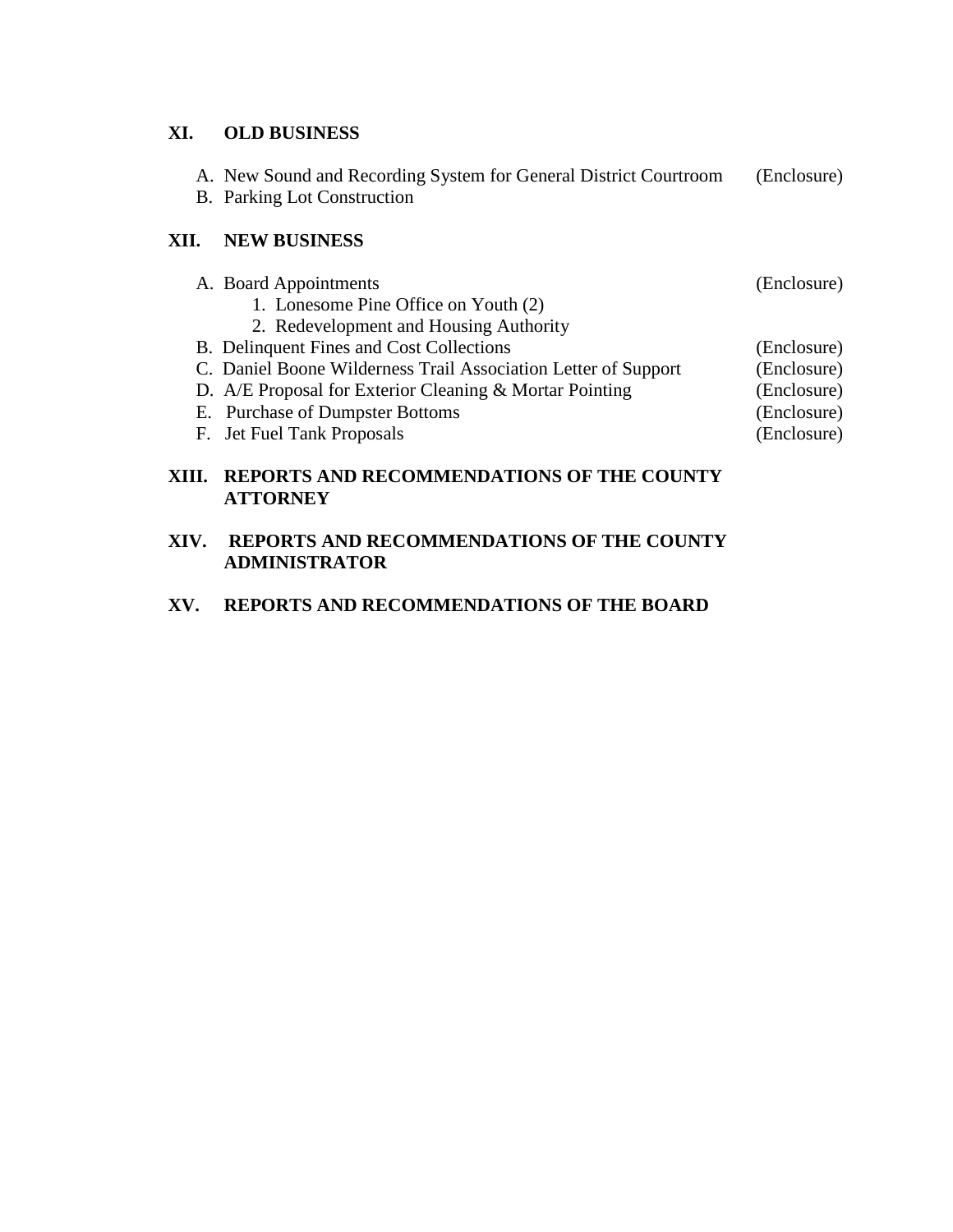## XI. OLD BUSINESS

A. New Sound and Recording System for General District Courtroom (Enclosure)
B. Parking Lot Construction

## XII. NEW BUSINESS

A. Board Appointments (Enclosure)
   1. Lonesome Pine Office on Youth (2)
   2. Redevelopment and Housing Authority
B. Delinquent Fines and Cost Collections (Enclosure)
C. Daniel Boone Wilderness Trail Association Letter of Support (Enclosure)
D. A/E Proposal for Exterior Cleaning & Mortar Pointing (Enclosure)
E. Purchase of Dumpster Bottoms (Enclosure)
F. Jet Fuel Tank Proposals (Enclosure)

## XIII. REPORTS AND RECOMMENDATIONS OF THE COUNTY ATTORNEY

## XIV. REPORTS AND RECOMMENDATIONS OF THE COUNTY ADMINISTRATOR

## XV. REPORTS AND RECOMMENDATIONS OF THE BOARD